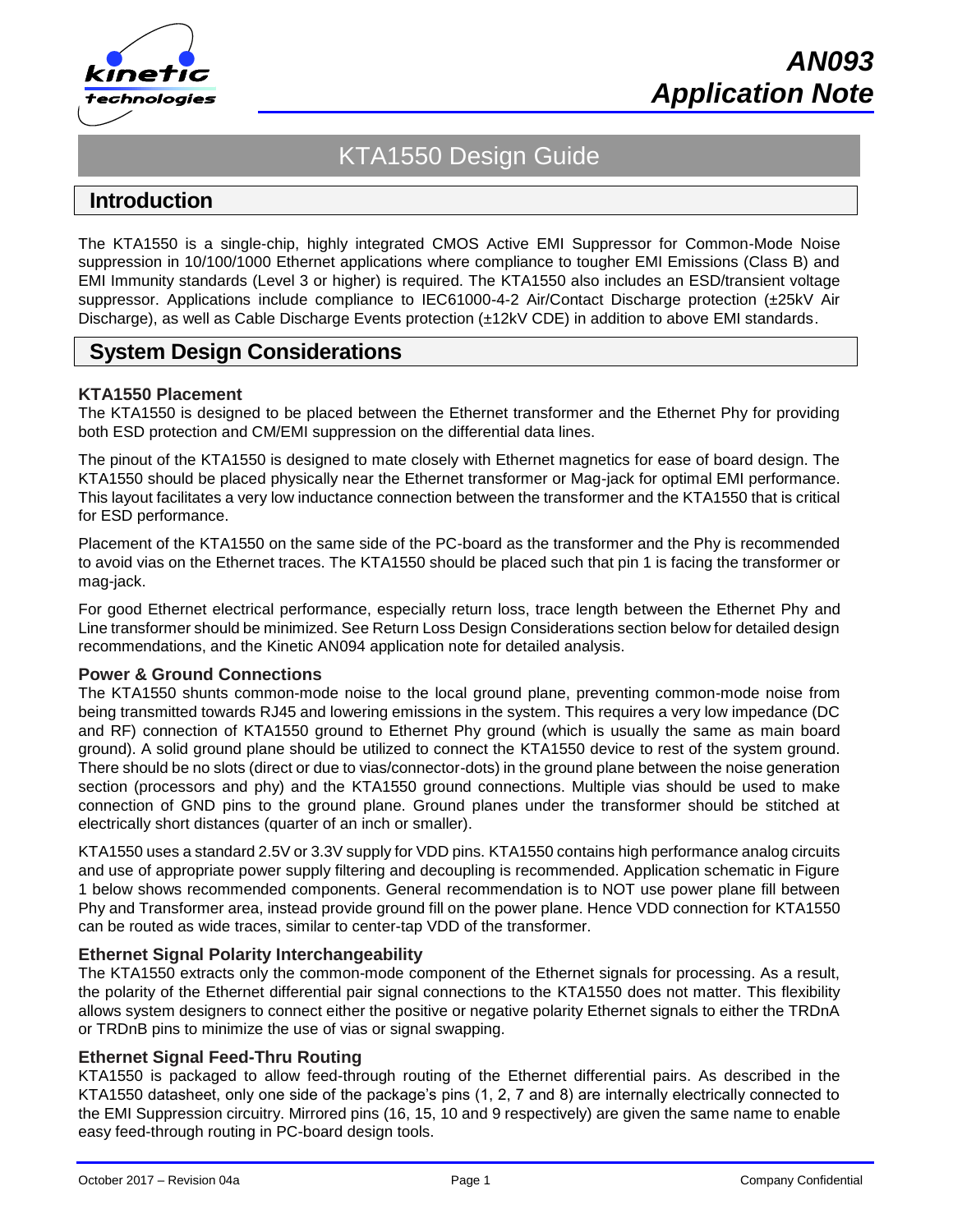# AN093 Application Note

## KTA1550 Design Guide

## Introduction

The KTA1550 is a single-chip, highly integrated CMOS Active EMI Suppressor for Common-Mode Noise suppression in 10/100/1000 Ethernet applications where compliance to tougher EMI Emissions (Class B) and EMI Immunity standards (Level 3 or higher) is required. The KTA1550 also includes an ESD/transient voltage suppressor. Applications include compliance to IEC61000-4-2 Air/Contact Discharge protection (±25kV Air Discharge), as well as Cable Discharge Events protection (±12kV CDE) in addition to above EMI standards.

## System Design Considerations

### KTA1550 Placement

The KTA1550 is designed to be placed between the Ethernet transformer and the Ethernet Phy for providing both ESD protection and CM/EMI suppression on the differential data lines.

The pinout of the KTA1550 is designed to mate closely with Ethernet magnetics for ease of board design. The KTA1550 should be placed physically near the Ethernet transformer or Mag-jack for optimal EMI performance. This layout facilitates a very low inductance connection between the transformer and the KTA1550 that is critical for ESD performance.

Placement of the KTA1550 on the same side of the PC-board as the transformer and the Phy is recommended to avoid vias on the Ethernet traces. The KTA1550 should be placed such that pin 1 is facing the transformer or mag-jack.

For good Ethernet electrical performance, especially return loss, trace length between the Ethernet Phy and Line transformer should be minimized. See Return Loss Design Considerations section below for detailed design recommendations, and the Kinetic AN094 application note for detailed analysis.

### Power & Ground Connections

The KTA1550 shunts common-mode noise to the local ground plane, preventing common-mode noise from being transmitted towards RJ45 and lowering emissions in the system. This requires a very low impedance (DC and RF) connection of KTA1550 ground to Ethernet Phy ground (which is usually the same as main board ground). A solid ground plane should be utilized to connect the KTA1550 device to rest of the system ground. There should be no slots (direct or due to vias/connector-dots) in the ground plane between the noise generation section (processors and phy) and the KTA1550 ground connections. Multiple vias should be used to make connection of GND pins to the ground plane. Ground planes under the transformer should be stitched at electrically short distances (quarter of an inch or smaller).

KTA1550 uses a standard 2.5V or 3.3V supply for VDD pins. KTA1550 contains high performance analog circuits and use of appropriate power supply filtering and decoupling is recommended. Application schematic in Figure 1 below shows recommended components. General recommendation is to NOT use power plane fill between Phy and Transformer area, instead provide ground fill on the power plane. Hence VDD connection for KTA1550 can be routed as wide traces, similar to center-tap VDD of the transformer.

### Ethernet Signal Polarity Interchangeability

The KTA1550 extracts only the common-mode component of the Ethernet signals for processing. As a result, the polarity of the Ethernet differential pair signal connections to the KTA1550 does not matter. This flexibility allows system designers to connect either the positive or negative polarity Ethernet signals to either the TRDnA or TRDnB pins to minimize the use of vias or signal swapping.

### Ethernet Signal Feed-Thru Routing

KTA1550 is packaged to allow feed-through routing of the Ethernet differential pairs. As described in the KTA1550 datasheet, only one side of the package's pins (1, 2, 7 and 8) are internally electrically connected to the EMI Suppression circuitry. Mirrored pins (16, 15, 10 and 9 respectively) are given the same name to enable easy feed-through routing in PC-board design tools.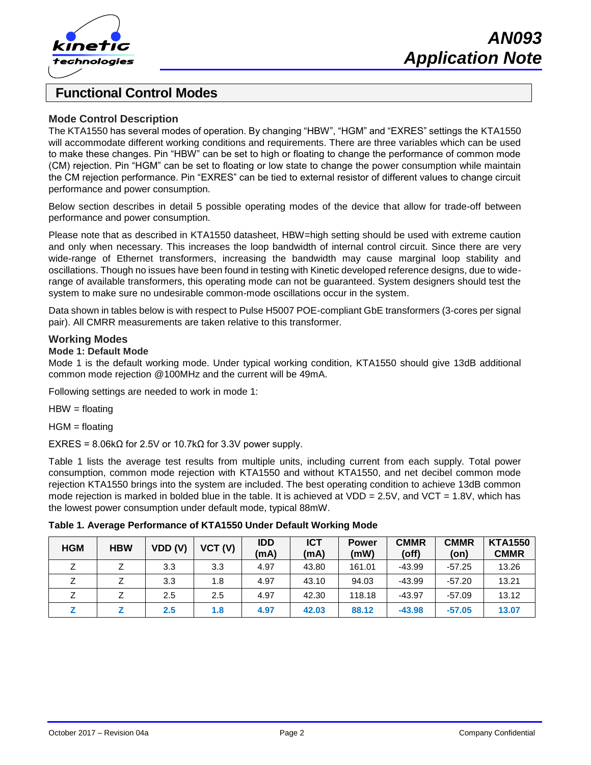## Functional Control Modes

### Mode Control Description

The KTA1550 has several modes of operation. By changing "HBW", "HGM" and "EXRES" settings the KTA1550 will accommodate different working conditions and requirements. There are three variables which can be used to make these changes. Pin "HBW" can be set to high or floating to change the performance of common mode (CM) rejection. Pin "HGM" can be set to floating or low state to change the power consumption while maintain the CM rejection performance. Pin "EXRES" can be tied to external resistor of different values to change circuit performance and power consumption.

Below section describes in detail 5 possible operating modes of the device that allow for trade-off between performance and power consumption.

Please note that as described in KTA1550 datasheet, HBW=high setting should be used with extreme caution and only when necessary. This increases the loop bandwidth of internal control circuit. Since there are very wide-range of Ethernet transformers, increasing the bandwidth may cause marginal loop stability and oscillations. Though no issues have been found in testing with Kinetic developed reference designs, due to wide-range of available transformers, this operating mode can not be guaranteed. System designers should test the system to make sure no undesirable common-mode oscillations occur in the system.

Data shown in tables below is with respect to Pulse H5007 POE-compliant GbE transformers (3-cores per signal pair). All CMRR measurements are taken relative to this transformer.

### Working Modes

**Mode 1: Default Mode**

Mode 1 is the default working mode. Under typical working condition, KTA1550 should give 13dB additional common mode rejection @100MHz and the current will be 49mA.

Following settings are needed to work in mode 1:

HBW = floating

HGM = floating

EXRES = 8.06kΩ for 2.5V or 10.7kΩ for 3.3V power supply.

Table 1 lists the average test results from multiple units, including current from each supply. Total power consumption, common mode rejection with KTA1550 and without KTA1550, and net decibel common mode rejection KTA1550 brings into the system are included. The best operating condition to achieve 13dB common mode rejection is marked in bolded blue in the table. It is achieved at VDD = 2.5V, and VCT = 1.8V, which has the lowest power consumption under default mode, typical 88mW.

**Table 1. Average Performance of KTA1550 Under Default Working Mode**

| HGM | HBW | VDD (V) | VCT (V) | IDD (mA) | ICT (mA) | Power (mW) | CMMR (off) | CMMR (on) | KTA1550 CMMR |
|---|---|---|---|---|---|---|---|---|---|
| Z | Z | 3.3 | 3.3 | 4.97 | 43.80 | 161.01 | -43.99 | -57.25 | 13.26 |
| Z | Z | 3.3 | 1.8 | 4.97 | 43.10 | 94.03 | -43.99 | -57.20 | 13.21 |
| Z | Z | 2.5 | 2.5 | 4.97 | 42.30 | 118.18 | -43.97 | -57.09 | 13.12 |
| **Z** | **Z** | **2.5** | **1.8** | **4.97** | **42.03** | **88.12** | **-43.98** | **-57.05** | **13.07** |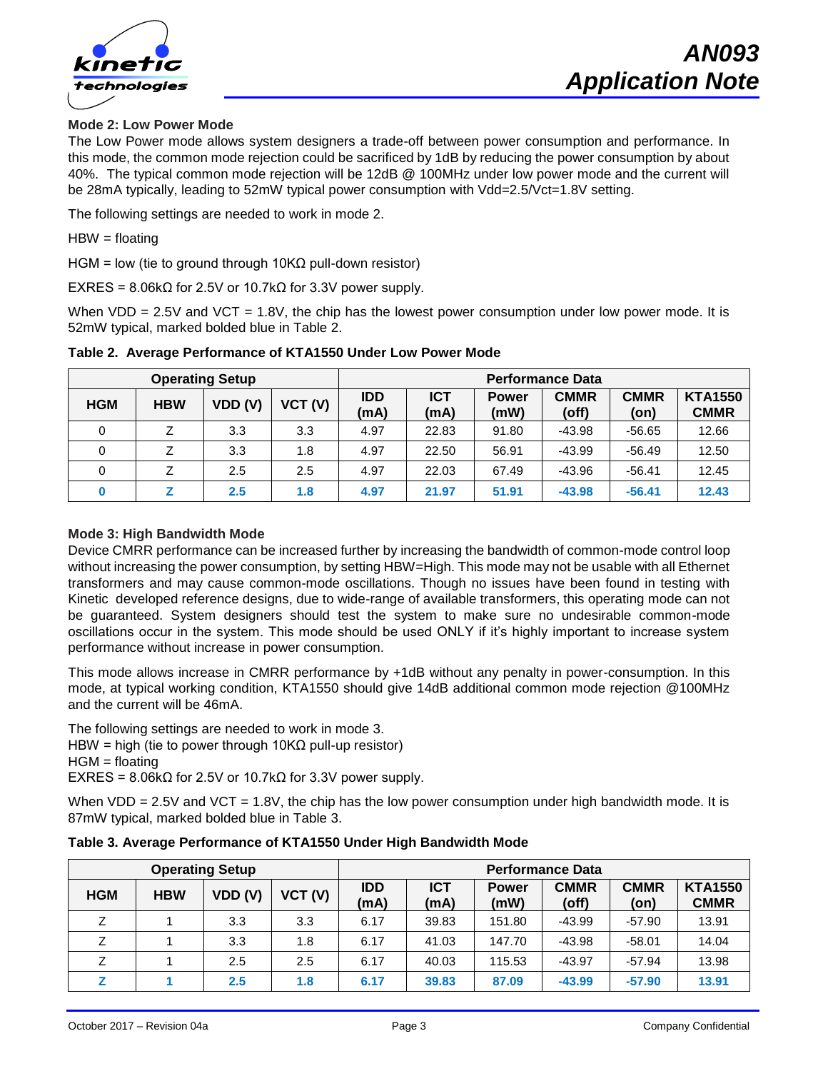### Mode 2: Low Power Mode

The Low Power mode allows system designers a trade-off between power consumption and performance. In this mode, the common mode rejection could be sacrificed by 1dB by reducing the power consumption by about 40%. The typical common mode rejection will be 12dB @ 100MHz under low power mode and the current will be 28mA typically, leading to 52mW typical power consumption with Vdd=2.5/Vct=1.8V setting.

The following settings are needed to work in mode 2.

HBW = floating

HGM = low (tie to ground through 10KΩ pull-down resistor)

EXRES = 8.06kΩ for 2.5V or 10.7kΩ for 3.3V power supply.

When VDD = 2.5V and VCT = 1.8V, the chip has the lowest power consumption under low power mode. It is 52mW typical, marked bolded blue in Table 2.

**Table 2. Average Performance of KTA1550 Under Low Power Mode**

| Operating Setup | | | | Performance Data | | | | | |
|---|---|---|---|---|---|---|---|---|---|
| HGM | HBW | VDD (V) | VCT (V) | IDD (mA) | ICT (mA) | Power (mW) | CMMR (off) | CMMR (on) | KTA1550 CMMR |
| 0 | Z | 3.3 | 3.3 | 4.97 | 22.83 | 91.80 | -43.98 | -56.65 | 12.66 |
| 0 | Z | 3.3 | 1.8 | 4.97 | 22.50 | 56.91 | -43.99 | -56.49 | 12.50 |
| 0 | Z | 2.5 | 2.5 | 4.97 | 22.03 | 67.49 | -43.96 | -56.41 | 12.45 |
| **0** | **Z** | **2.5** | **1.8** | **4.97** | **21.97** | **51.91** | **-43.98** | **-56.41** | **12.43** |

### Mode 3: High Bandwidth Mode

Device CMRR performance can be increased further by increasing the bandwidth of common-mode control loop without increasing the power consumption, by setting HBW=High. This mode may not be usable with all Ethernet transformers and may cause common-mode oscillations. Though no issues have been found in testing with Kinetic developed reference designs, due to wide-range of available transformers, this operating mode can not be guaranteed. System designers should test the system to make sure no undesirable common-mode oscillations occur in the system. This mode should be used ONLY if it's highly important to increase system performance without increase in power consumption.

This mode allows increase in CMRR performance by +1dB without any penalty in power-consumption. In this mode, at typical working condition, KTA1550 should give 14dB additional common mode rejection @100MHz and the current will be 46mA.

The following settings are needed to work in mode 3.
HBW = high (tie to power through 10KΩ pull-up resistor)
HGM = floating
EXRES = 8.06kΩ for 2.5V or 10.7kΩ for 3.3V power supply.

When VDD = 2.5V and VCT = 1.8V, the chip has the low power consumption under high bandwidth mode. It is 87mW typical, marked bolded blue in Table 3.

**Table 3. Average Performance of KTA1550 Under High Bandwidth Mode**

| Operating Setup | | | | Performance Data | | | | | |
|---|---|---|---|---|---|---|---|---|---|
| HGM | HBW | VDD (V) | VCT (V) | IDD (mA) | ICT (mA) | Power (mW) | CMMR (off) | CMMR (on) | KTA1550 CMMR |
| Z | 1 | 3.3 | 3.3 | 6.17 | 39.83 | 151.80 | -43.99 | -57.90 | 13.91 |
| Z | 1 | 3.3 | 1.8 | 6.17 | 41.03 | 147.70 | -43.98 | -58.01 | 14.04 |
| Z | 1 | 2.5 | 2.5 | 6.17 | 40.03 | 115.53 | -43.97 | -57.94 | 13.98 |
| **Z** | **1** | **2.5** | **1.8** | **6.17** | **39.83** | **87.09** | **-43.99** | **-57.90** | **13.91** |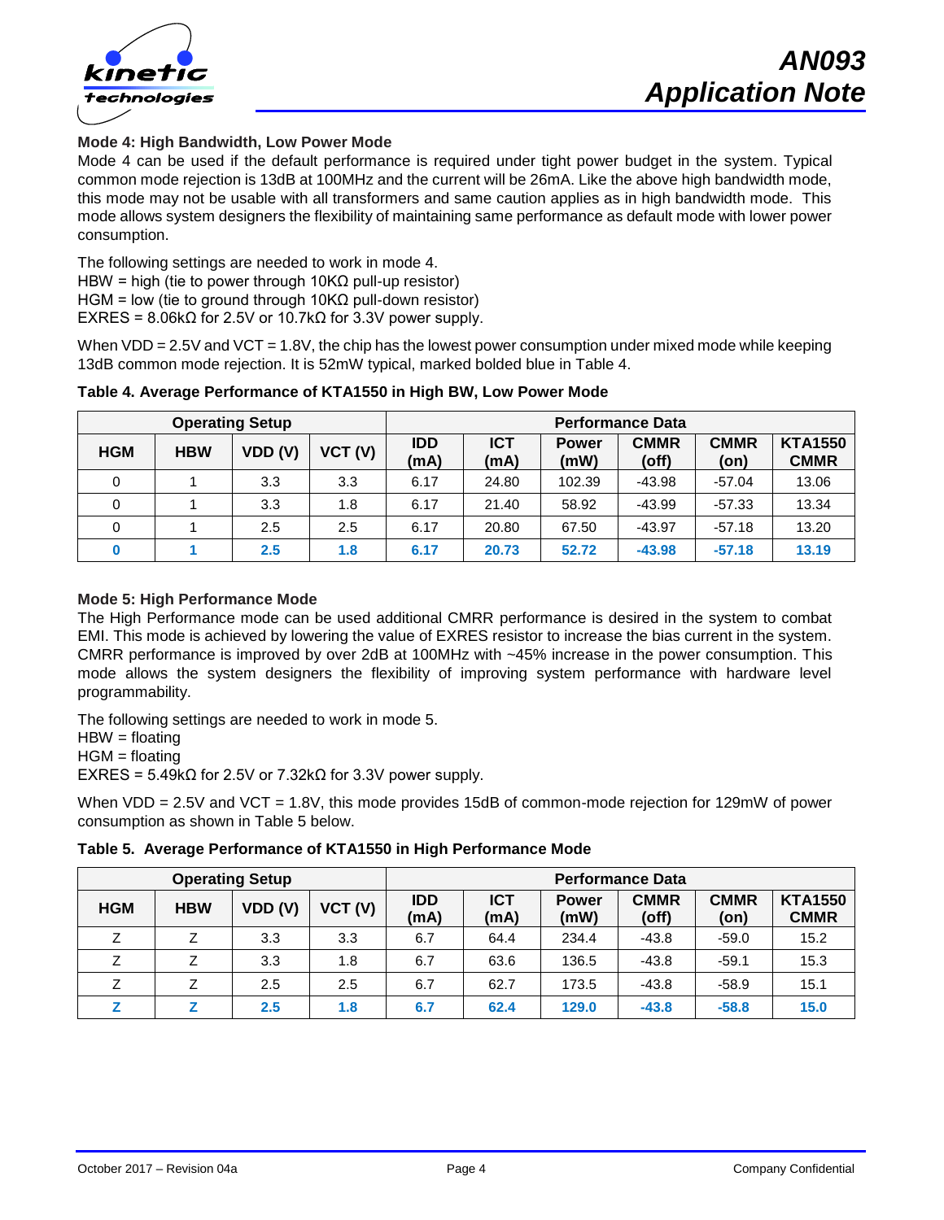### Mode 4: High Bandwidth, Low Power Mode

Mode 4 can be used if the default performance is required under tight power budget in the system. Typical common mode rejection is 13dB at 100MHz and the current will be 26mA. Like the above high bandwidth mode, this mode may not be usable with all transformers and same caution applies as in high bandwidth mode. This mode allows system designers the flexibility of maintaining same performance as default mode with lower power consumption.

The following settings are needed to work in mode 4.
HBW = high (tie to power through 10KΩ pull-up resistor)
HGM = low (tie to ground through 10KΩ pull-down resistor)
EXRES = 8.06kΩ for 2.5V or 10.7kΩ for 3.3V power supply.

When VDD = 2.5V and VCT = 1.8V, the chip has the lowest power consumption under mixed mode while keeping 13dB common mode rejection. It is 52mW typical, marked bolded blue in Table 4.

**Table 4. Average Performance of KTA1550 in High BW, Low Power Mode**

| Operating Setup | | | | Performance Data | | | | | |
|---|---|---|---|---|---|---|---|---|---|
| HGM | HBW | VDD (V) | VCT (V) | IDD (mA) | ICT (mA) | Power (mW) | CMMR (off) | CMMR (on) | KTA1550 CMMR |
| 0 | 1 | 3.3 | 3.3 | 6.17 | 24.80 | 102.39 | -43.98 | -57.04 | 13.06 |
| 0 | 1 | 3.3 | 1.8 | 6.17 | 21.40 | 58.92 | -43.99 | -57.33 | 13.34 |
| 0 | 1 | 2.5 | 2.5 | 6.17 | 20.80 | 67.50 | -43.97 | -57.18 | 13.20 |
| **0** | **1** | **2.5** | **1.8** | **6.17** | **20.73** | **52.72** | **-43.98** | **-57.18** | **13.19** |

### Mode 5: High Performance Mode

The High Performance mode can be used additional CMRR performance is desired in the system to combat EMI. This mode is achieved by lowering the value of EXRES resistor to increase the bias current in the system. CMRR performance is improved by over 2dB at 100MHz with ~45% increase in the power consumption. This mode allows the system designers the flexibility of improving system performance with hardware level programmability.

The following settings are needed to work in mode 5.
HBW = floating
HGM = floating
EXRES = 5.49kΩ for 2.5V or 7.32kΩ for 3.3V power supply.

When VDD = 2.5V and VCT = 1.8V, this mode provides 15dB of common-mode rejection for 129mW of power consumption as shown in Table 5 below.

**Table 5. Average Performance of KTA1550 in High Performance Mode**

| Operating Setup | | | | Performance Data | | | | | |
|---|---|---|---|---|---|---|---|---|---|
| HGM | HBW | VDD (V) | VCT (V) | IDD (mA) | ICT (mA) | Power (mW) | CMMR (off) | CMMR (on) | KTA1550 CMMR |
| Z | Z | 3.3 | 3.3 | 6.7 | 64.4 | 234.4 | -43.8 | -59.0 | 15.2 |
| Z | Z | 3.3 | 1.8 | 6.7 | 63.6 | 136.5 | -43.8 | -59.1 | 15.3 |
| Z | Z | 2.5 | 2.5 | 6.7 | 62.7 | 173.5 | -43.8 | -58.9 | 15.1 |
| **Z** | **Z** | **2.5** | **1.8** | **6.7** | **62.4** | **129.0** | **-43.8** | **-58.8** | **15.0** |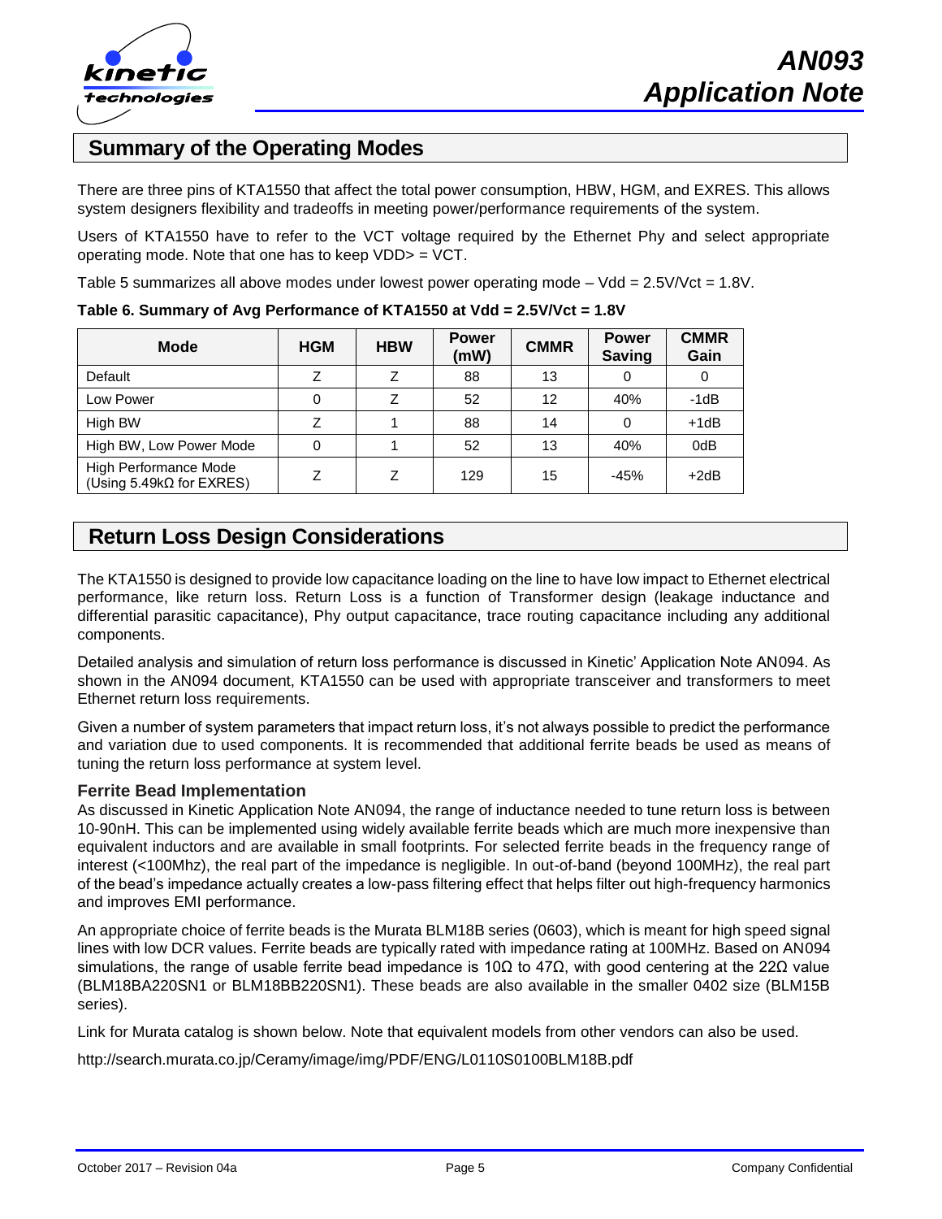## Summary of the Operating Modes

There are three pins of KTA1550 that affect the total power consumption, HBW, HGM, and EXRES. This allows system designers flexibility and tradeoffs in meeting power/performance requirements of the system.

Users of KTA1550 have to refer to the VCT voltage required by the Ethernet Phy and select appropriate operating mode. Note that one has to keep VDD> = VCT.

Table 5 summarizes all above modes under lowest power operating mode – Vdd = 2.5V/Vct = 1.8V.

**Table 6. Summary of Avg Performance of KTA1550 at Vdd = 2.5V/Vct = 1.8V**

| Mode | HGM | HBW | Power (mW) | CMMR | Power Saving | CMMR Gain |
|---|---|---|---|---|---|---|
| Default | Z | Z | 88 | 13 | 0 | 0 |
| Low Power | 0 | Z | 52 | 12 | 40% | -1dB |
| High BW | Z | 1 | 88 | 14 | 0 | +1dB |
| High BW, Low Power Mode | 0 | 1 | 52 | 13 | 40% | 0dB |
| High Performance Mode (Using 5.49kΩ for EXRES) | Z | Z | 129 | 15 | -45% | +2dB |

## Return Loss Design Considerations

The KTA1550 is designed to provide low capacitance loading on the line to have low impact to Ethernet electrical performance, like return loss. Return Loss is a function of Transformer design (leakage inductance and differential parasitic capacitance), Phy output capacitance, trace routing capacitance including any additional components.

Detailed analysis and simulation of return loss performance is discussed in Kinetic' Application Note AN094. As shown in the AN094 document, KTA1550 can be used with appropriate transceiver and transformers to meet Ethernet return loss requirements.

Given a number of system parameters that impact return loss, it's not always possible to predict the performance and variation due to used components. It is recommended that additional ferrite beads be used as means of tuning the return loss performance at system level.

### Ferrite Bead Implementation

As discussed in Kinetic Application Note AN094, the range of inductance needed to tune return loss is between 10-90nH. This can be implemented using widely available ferrite beads which are much more inexpensive than equivalent inductors and are available in small footprints. For selected ferrite beads in the frequency range of interest (<100Mhz), the real part of the impedance is negligible. In out-of-band (beyond 100MHz), the real part of the bead's impedance actually creates a low-pass filtering effect that helps filter out high-frequency harmonics and improves EMI performance.

An appropriate choice of ferrite beads is the Murata BLM18B series (0603), which is meant for high speed signal lines with low DCR values. Ferrite beads are typically rated with impedance rating at 100MHz. Based on AN094 simulations, the range of usable ferrite bead impedance is 10Ω to 47Ω, with good centering at the 22Ω value (BLM18BA220SN1 or BLM18BB220SN1). These beads are also available in the smaller 0402 size (BLM15B series).

Link for Murata catalog is shown below. Note that equivalent models from other vendors can also be used.

http://search.murata.co.jp/Ceramy/image/img/PDF/ENG/L0110S0100BLM18B.pdf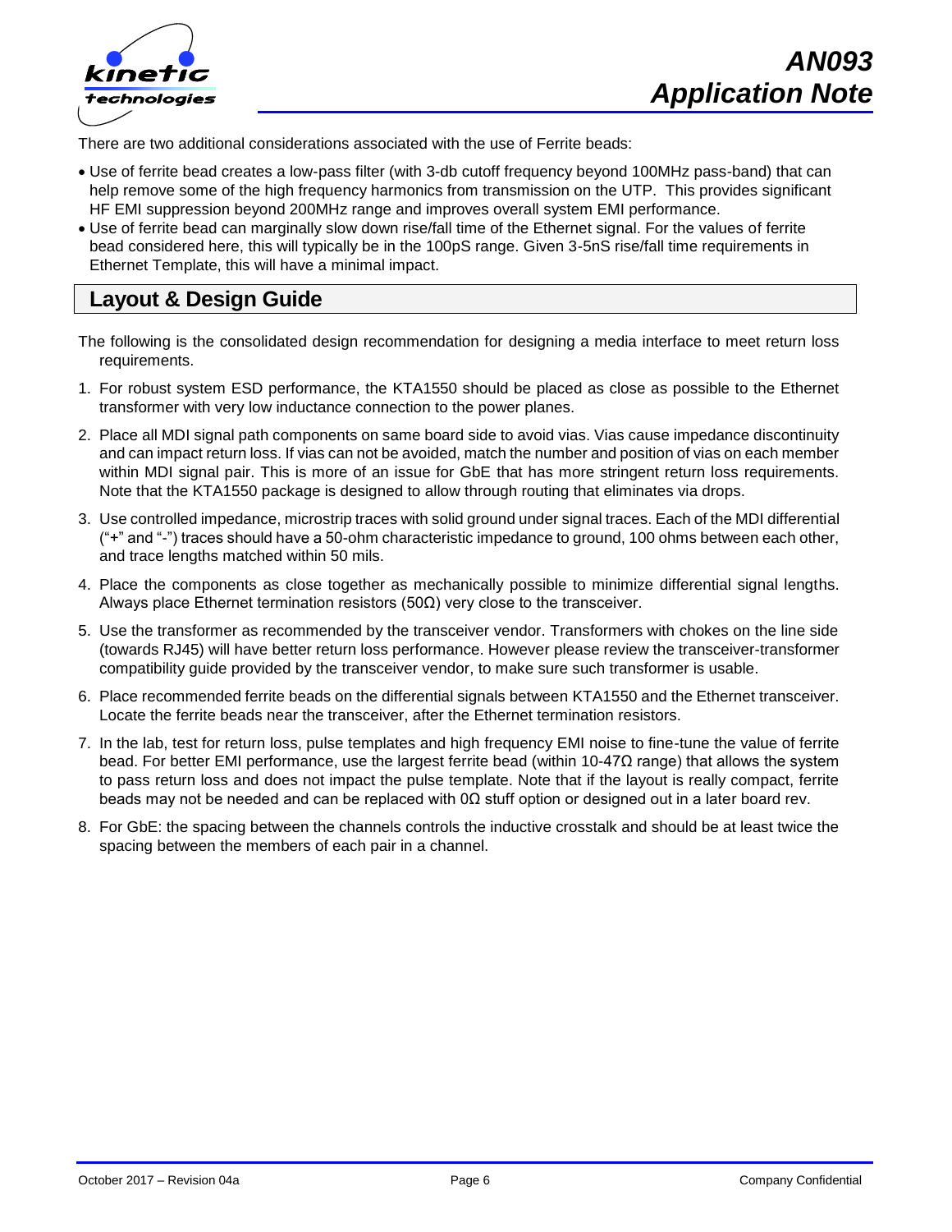There are two additional considerations associated with the use of Ferrite beads:

- Use of ferrite bead creates a low-pass filter (with 3-db cutoff frequency beyond 100MHz pass-band) that can help remove some of the high frequency harmonics from transmission on the UTP. This provides significant HF EMI suppression beyond 200MHz range and improves overall system EMI performance.
- Use of ferrite bead can marginally slow down rise/fall time of the Ethernet signal. For the values of ferrite bead considered here, this will typically be in the 100pS range. Given 3-5nS rise/fall time requirements in Ethernet Template, this will have a minimal impact.

## Layout & Design Guide

The following is the consolidated design recommendation for designing a media interface to meet return loss requirements.

1. For robust system ESD performance, the KTA1550 should be placed as close as possible to the Ethernet transformer with very low inductance connection to the power planes.
2. Place all MDI signal path components on same board side to avoid vias. Vias cause impedance discontinuity and can impact return loss. If vias can not be avoided, match the number and position of vias on each member within MDI signal pair. This is more of an issue for GbE that has more stringent return loss requirements. Note that the KTA1550 package is designed to allow through routing that eliminates via drops.
3. Use controlled impedance, microstrip traces with solid ground under signal traces. Each of the MDI differential ("+" and "-") traces should have a 50-ohm characteristic impedance to ground, 100 ohms between each other, and trace lengths matched within 50 mils.
4. Place the components as close together as mechanically possible to minimize differential signal lengths. Always place Ethernet termination resistors (50Ω) very close to the transceiver.
5. Use the transformer as recommended by the transceiver vendor. Transformers with chokes on the line side (towards RJ45) will have better return loss performance. However please review the transceiver-transformer compatibility guide provided by the transceiver vendor, to make sure such transformer is usable.
6. Place recommended ferrite beads on the differential signals between KTA1550 and the Ethernet transceiver. Locate the ferrite beads near the transceiver, after the Ethernet termination resistors.
7. In the lab, test for return loss, pulse templates and high frequency EMI noise to fine-tune the value of ferrite bead. For better EMI performance, use the largest ferrite bead (within 10-47Ω range) that allows the system to pass return loss and does not impact the pulse template. Note that if the layout is really compact, ferrite beads may not be needed and can be replaced with 0Ω stuff option or designed out in a later board rev.
8. For GbE: the spacing between the channels controls the inductive crosstalk and should be at least twice the spacing between the members of each pair in a channel.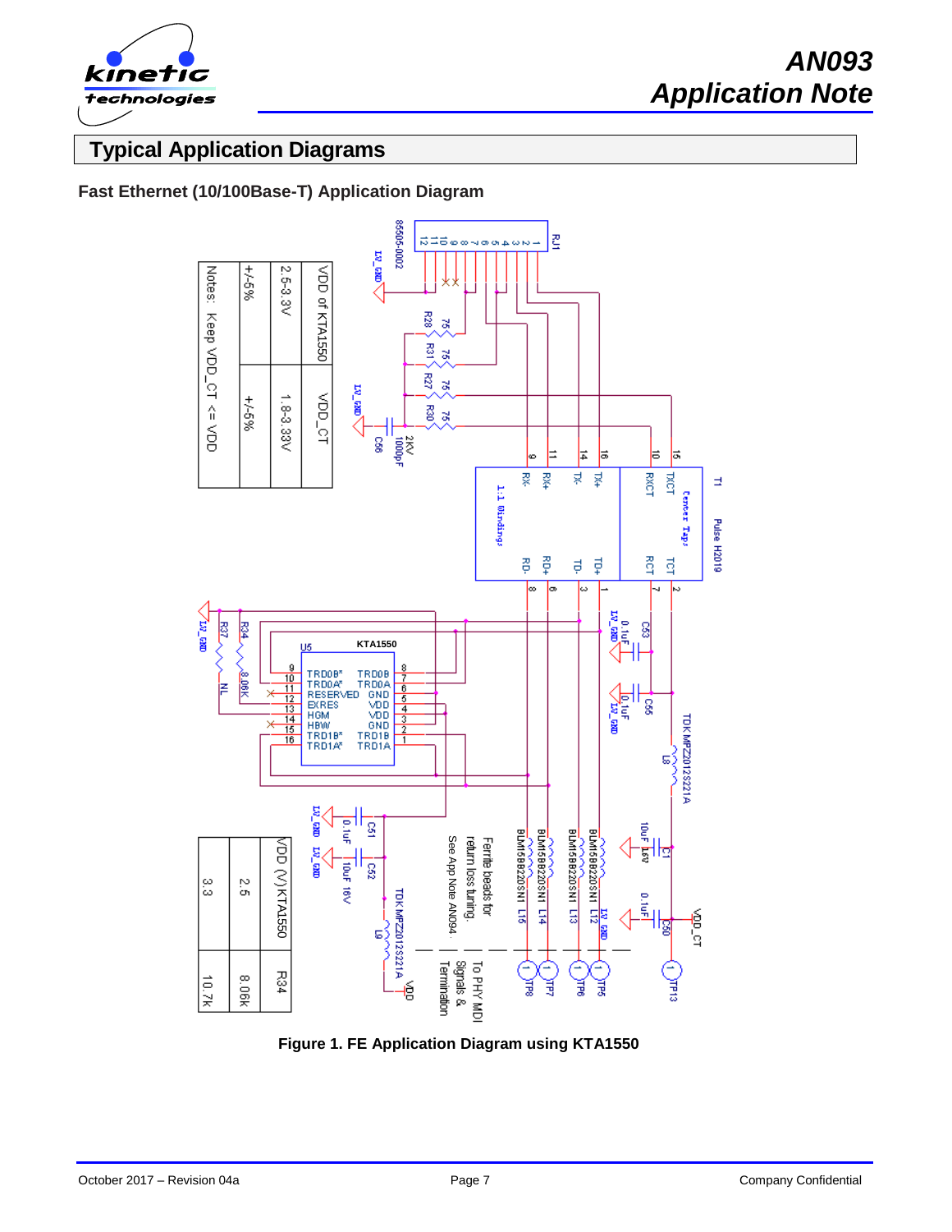## Typical Application Diagrams

### Fast Ethernet (10/100Base-T) Application Diagram

| VDD of KTA1550 | VDD_CT |
|---|---|
| 2.5-3.3V | 1.8-3.33V |
| +/-5% | +/-5% |

Notes: Keep VDD_CT <= VDD

| VDD (V) KTA1550 | R34 |
|---|---|
| 2.5 | 8.06k |
| 3.3 | 10.7k |

Ferrite beads for return loss tuning.
See App Note AN094.

To PHY MDI Signals & Termination

Figure 1. FE Application Diagram using KTA1550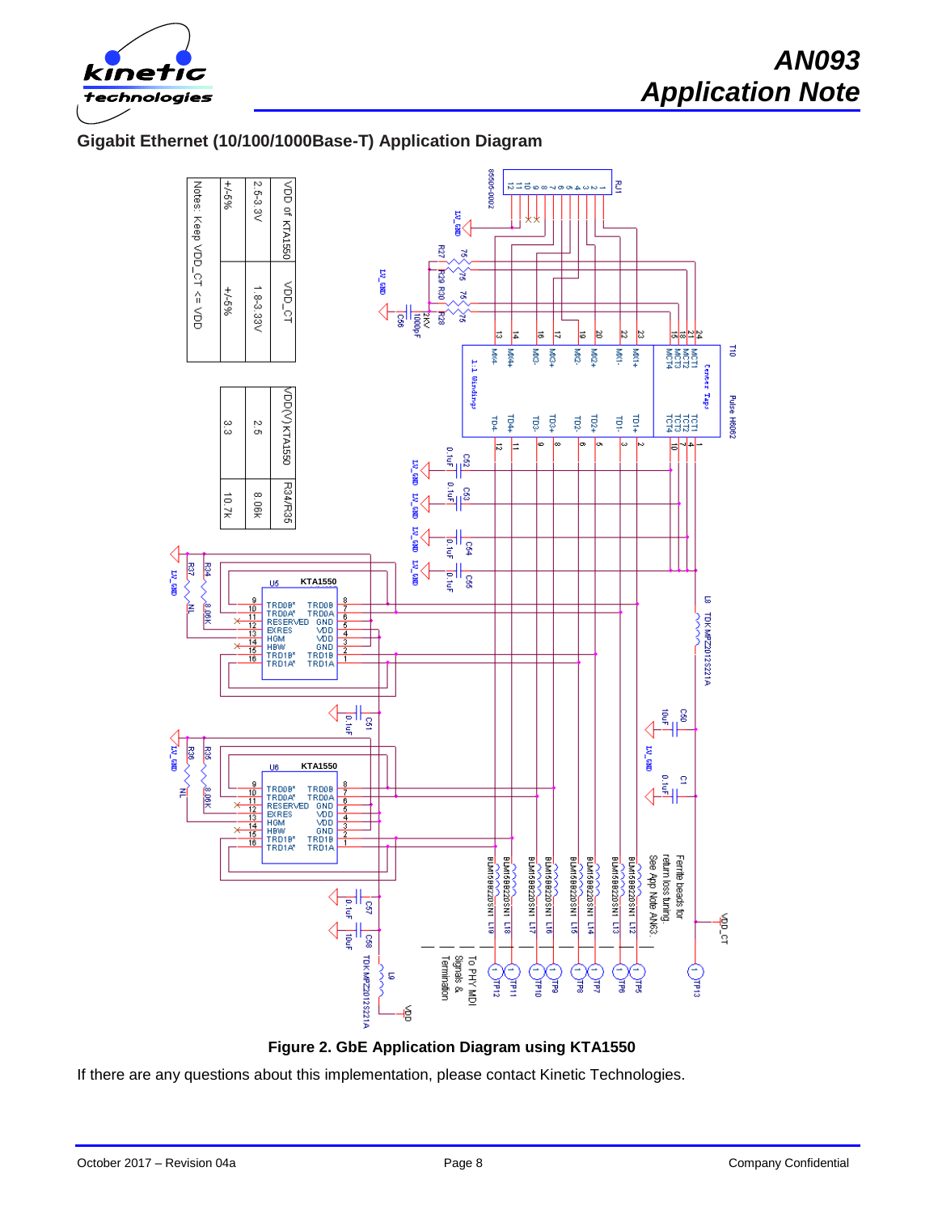## Gigabit Ethernet (10/100/1000Base-T) Application Diagram

| VDD of KTA1550 | VDD_CT |
|---|---|
| 2.5-3.3V | 1.8-3.33V |
| +/-5% | +/-5% |

Notes: Keep VDD_CT <= VDD

| VDD(V) KTA1550 | R34/R35 |
|---|---|
| 2.5 | 8.06K |
| 3.3 | 10.7K |

**Figure 2. GbE Application Diagram using KTA1550**

If there are any questions about this implementation, please contact Kinetic Technologies.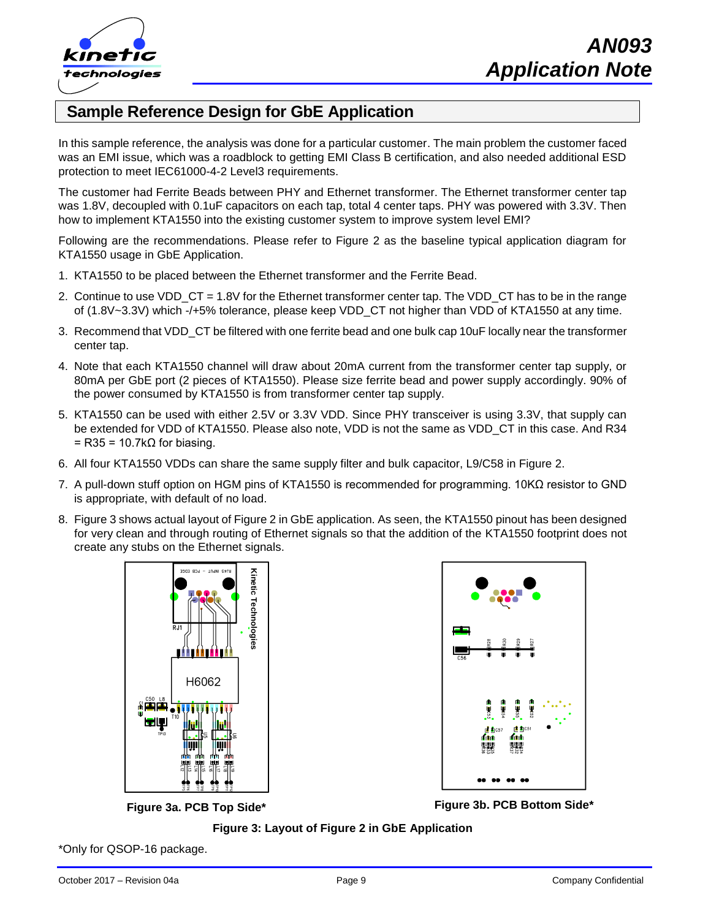## Sample Reference Design for GbE Application

In this sample reference, the analysis was done for a particular customer. The main problem the customer faced was an EMI issue, which was a roadblock to getting EMI Class B certification, and also needed additional ESD protection to meet IEC61000-4-2 Level3 requirements.

The customer had Ferrite Beads between PHY and Ethernet transformer. The Ethernet transformer center tap was 1.8V, decoupled with 0.1uF capacitors on each tap, total 4 center taps. PHY was powered with 3.3V. Then how to implement KTA1550 into the existing customer system to improve system level EMI?

Following are the recommendations. Please refer to Figure 2 as the baseline typical application diagram for KTA1550 usage in GbE Application.

1. KTA1550 to be placed between the Ethernet transformer and the Ferrite Bead.
2. Continue to use VDD_CT = 1.8V for the Ethernet transformer center tap. The VDD_CT has to be in the range of (1.8V~3.3V) which -/+5% tolerance, please keep VDD_CT not higher than VDD of KTA1550 at any time.
3. Recommend that VDD_CT be filtered with one ferrite bead and one bulk cap 10uF locally near the transformer center tap.
4. Note that each KTA1550 channel will draw about 20mA current from the transformer center tap supply, or 80mA per GbE port (2 pieces of KTA1550). Please size ferrite bead and power supply accordingly. 90% of the power consumed by KTA1550 is from transformer center tap supply.
5. KTA1550 can be used with either 2.5V or 3.3V VDD. Since PHY transceiver is using 3.3V, that supply can be extended for VDD of KTA1550. Please also note, VDD is not the same as VDD_CT in this case. And R34 = R35 = 10.7kΩ for biasing.
6. All four KTA1550 VDDs can share the same supply filter and bulk capacitor, L9/C58 in Figure 2.
7. A pull-down stuff option on HGM pins of KTA1550 is recommended for programming. 10KΩ resistor to GND is appropriate, with default of no load.
8. Figure 3 shows actual layout of Figure 2 in GbE application. As seen, the KTA1550 pinout has been designed for very clean and through routing of Ethernet signals so that the addition of the KTA1550 footprint does not create any stubs on the Ethernet signals.

**Figure 3a. PCB Top Side***

**Figure 3b. PCB Bottom Side***

**Figure 3: Layout of Figure 2 in GbE Application**

*Only for QSOP-16 package.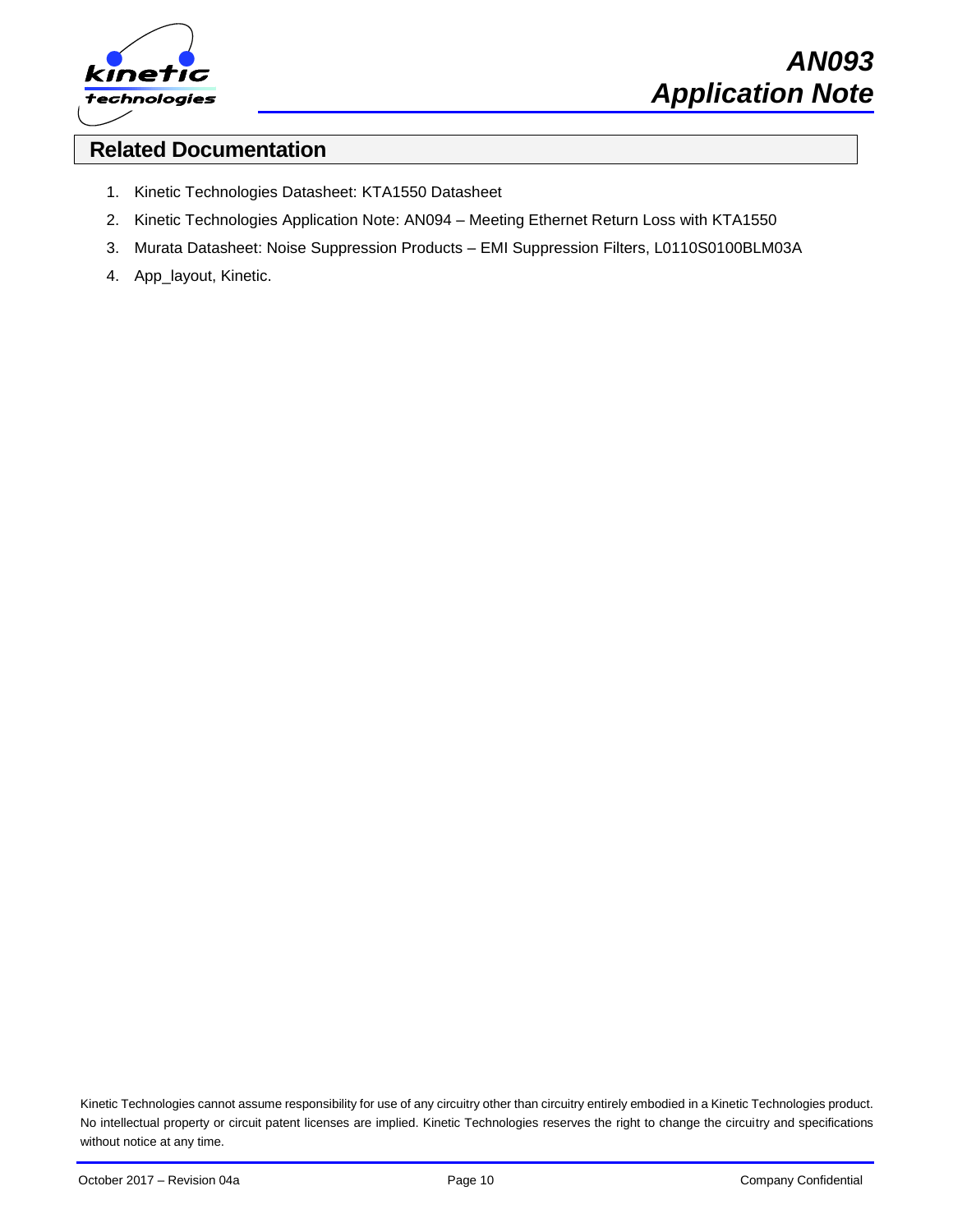## Related Documentation

1. Kinetic Technologies Datasheet: KTA1550 Datasheet
2. Kinetic Technologies Application Note: AN094 – Meeting Ethernet Return Loss with KTA1550
3. Murata Datasheet: Noise Suppression Products – EMI Suppression Filters, L0110S0100BLM03A
4. App_layout, Kinetic.

Kinetic Technologies cannot assume responsibility for use of any circuitry other than circuitry entirely embodied in a Kinetic Technologies product. No intellectual property or circuit patent licenses are implied. Kinetic Technologies reserves the right to change the circuitry and specifications without notice at any time.